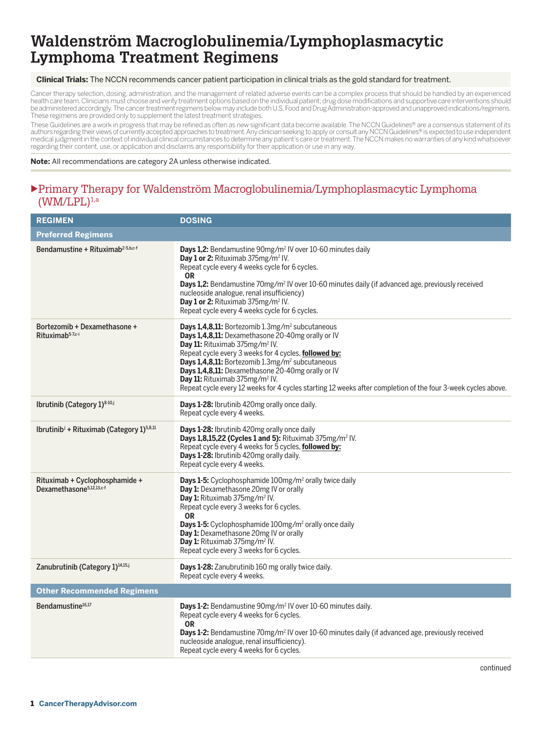# Waldenström Macroglobulinemia/Lymphoplasmacytic Lymphoma Treatment Regimens

**Clinical Trials:** The NCCN recommends cancer patient participation in clinical trials as the gold standard for treatment.

Cancer therapy selection, dosing, administration, and the management of related adverse events can be a complex process that should be handled by an experienced health care team. Clinicians must choose and verify treatment options based on the individual patient; drug dose modifications and supportive care interventions should be administered accordingly. The cancer treatment regimens below may include both U.S. Food and Drug Administration-approved and unapproved indications/regimens. These regimens are provided only to supplement the latest treatment strategies.

These Guidelines are a work in progress that may be refined as often as new significant data become available. The NCCN Guidelines® are a consensus statement of its authors regarding their views of currently accepted approaches to treatment. Any clinician seeking to apply or consult any NCCN Guidelines® is expected to use independent medical judgment in the context of individual clinical circumstances to determine any patient's care or treatment. The NCCN makes no warranties of any kind whatsoever regarding their content, use, or application and disclaims any responsibility for their application or use in any way.

**Note:** All recommendations are category 2A unless otherwise indicated.

## ▶Primary Therapy for Waldenström Macroglobulinemia/Lymphoplasmacytic Lymphoma (WM/LPL)[1,a]

| REGIMEN | DOSING |
|---|---|
| **Preferred Regimens** | |
| Bendamustine + Rituximab[2-5,b,c-f] | **Days 1,2:** Bendamustine 90mg/m² IV over 10-60 minutes daily<br>**Day 1 or 2:** Rituximab 375mg/m² IV.<br>Repeat cycle every 4 weeks cycle for 6 cycles.<br>**OR**<br>**Days 1,2:** Bendamustine 70mg/m² IV over 10-60 minutes daily (if advanced age, previously received nucleoside analogue, renal insufficiency)<br>**Day 1 or 2:** Rituximab 375mg/m² IV.<br>Repeat cycle every 4 weeks cycle for 6 cycles. |
| Bortezomib + Dexamethasone + Rituximab[5-7,c-i] | **Days 1,4,8,11:** Bortezomib 1.3mg/m² subcutaneous<br>**Days 1,4,8,11:** Dexamethasone 20-40mg orally or IV<br>**Day 11:** Rituximab 375mg/m² IV.<br>Repeat cycle every 3 weeks for 4 cycles, **followed by:**<br>**Days 1,4,8,11:** Bortezomib 1.3mg/m² subcutaneous<br>**Days 1,4,8,11:** Dexamethasone 20-40mg orally or IV<br>**Day 11:** Rituximab 375mg/m² IV.<br>Repeat cycle every 12 weeks for 4 cycles starting 12 weeks after completion of the four 3-week cycles above. |
| Ibrutinib (Category 1)[8-10,j] | **Days 1-28:** Ibrutinib 420mg orally once daily.<br>Repeat cycle every 4 weeks. |
| Ibrutinib[j] + Rituximab (Category 1)[5,8,11] | **Days 1-28:** Ibrutinib 420mg orally once daily<br>**Days 1,8,15,22 (Cycles 1 and 5):** Rituximab 375mg/m² IV.<br>Repeat cycle every 4 weeks for 5 cycles, **followed by:**<br>**Days 1-28:** Ibrutinib 420mg orally daily.<br>Repeat cycle every 4 weeks. |
| Rituximab + Cyclophosphamide + Dexamethasone[5,12,13,c-f] | **Days 1-5:** Cyclophosphamide 100mg/m² orally twice daily<br>**Day 1:** Dexamethasone 20mg IV or orally<br>**Day 1:** Rituximab 375mg/m² IV.<br>Repeat cycle every 3 weeks for 6 cycles.<br>**OR**<br>**Days 1-5:** Cyclophosphamide 100mg/m² orally once daily<br>**Day 1:** Dexamethasone 20mg IV or orally<br>**Day 1:** Rituximab 375mg/m² IV.<br>Repeat cycle every 3 weeks for 6 cycles. |
| Zanubrutinib (Category 1)[14,15,j] | **Days 1-28:** Zanubrutinib 160 mg orally twice daily.<br>Repeat cycle every 4 weeks. |
| **Other Recommended Regimens** | |
| Bendamustine[16,17] | **Days 1-2:** Bendamustine 90mg/m² IV over 10-60 minutes daily.<br>Repeat cycle every 4 weeks for 6 cycles.<br>**OR**<br>**Days 1-2:** Bendamustine 70mg/m² IV over 10-60 minutes daily (if advanced age, previously received nucleoside analogue, renal insufficiency).<br>Repeat cycle every 4 weeks for 6 cycles. |

continued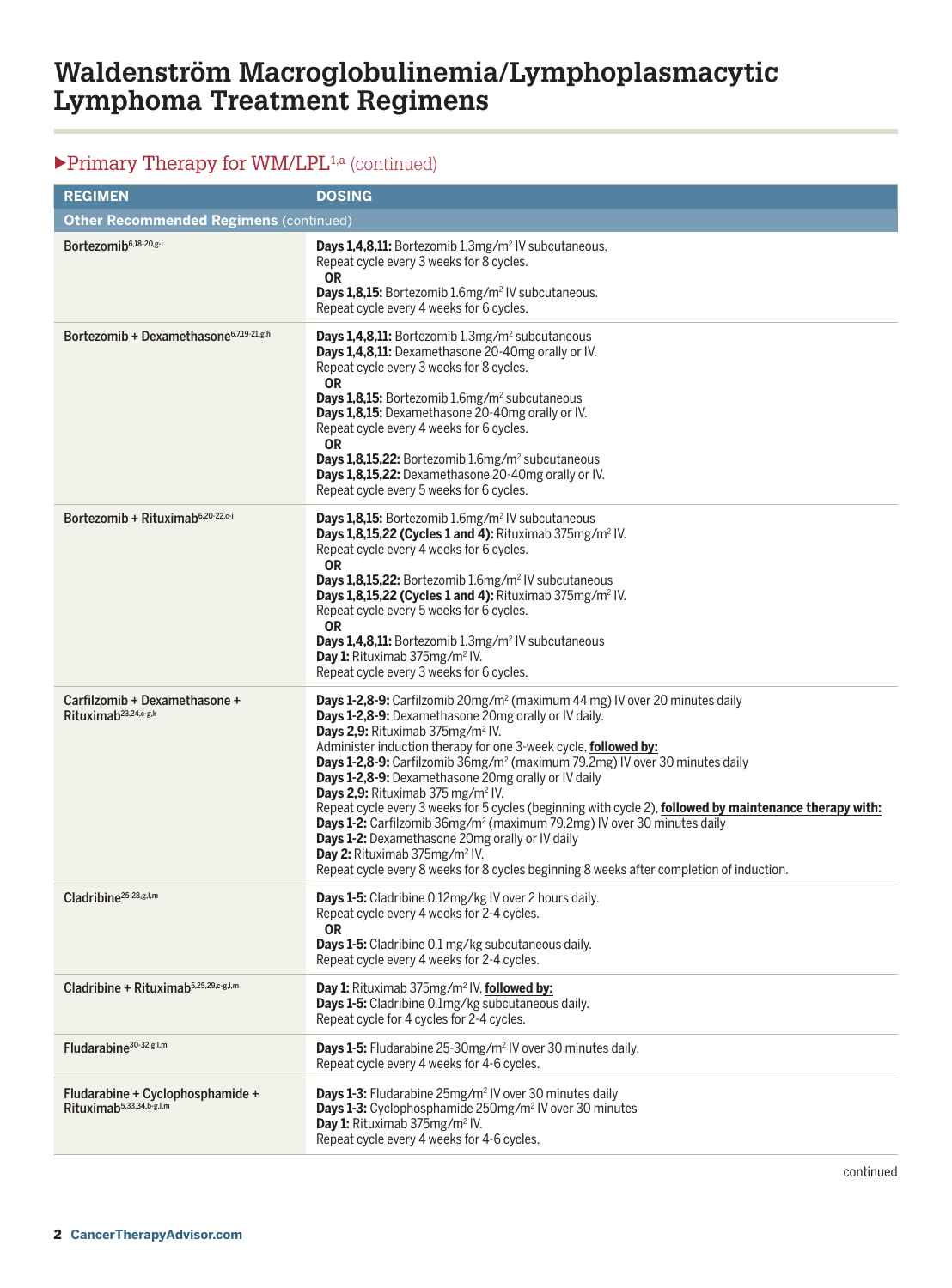# Waldenström Macroglobulinemia/Lymphoplasmacytic Lymphoma Treatment Regimens

## ▶Primary Therapy for WM/LPL[1,a] (continued)

| REGIMEN | DOSING |
|---|---|
| **Other Recommended Regimens** (continued) | |
| Bortezomib[6,18-20,g-i] | **Days 1,4,8,11:** Bortezomib 1.3mg/m$^2$ IV subcutaneous.<br>Repeat cycle every 3 weeks for 8 cycles.<br>**OR**<br>**Days 1,8,15:** Bortezomib 1.6mg/m$^2$ IV subcutaneous.<br>Repeat cycle every 4 weeks for 6 cycles. |
| Bortezomib + Dexamethasone[6,7,19-21,g,h] | **Days 1,4,8,11:** Bortezomib 1.3mg/m$^2$ subcutaneous<br>**Days 1,4,8,11:** Dexamethasone 20-40mg orally or IV.<br>Repeat cycle every 3 weeks for 8 cycles.<br>**OR**<br>**Days 1,8,15:** Bortezomib 1.6mg/m$^2$ subcutaneous<br>**Days 1,8,15:** Dexamethasone 20-40mg orally or IV.<br>Repeat cycle every 4 weeks for 6 cycles.<br>**OR**<br>**Days 1,8,15,22:** Bortezomib 1.6mg/m$^2$ subcutaneous<br>**Days 1,8,15,22:** Dexamethasone 20-40mg orally or IV.<br>Repeat cycle every 5 weeks for 6 cycles. |
| Bortezomib + Rituximab[6,20-22,c-i] | **Days 1,8,15:** Bortezomib 1.6mg/m$^2$ IV subcutaneous<br>**Days 1,8,15,22 (Cycles 1 and 4):** Rituximab 375mg/m$^2$ IV.<br>Repeat cycle every 4 weeks for 6 cycles.<br>**OR**<br>**Days 1,8,15,22:** Bortezomib 1.6mg/m$^2$ IV subcutaneous<br>**Days 1,8,15,22 (Cycles 1 and 4):** Rituximab 375mg/m$^2$ IV.<br>Repeat cycle every 5 weeks for 6 cycles.<br>**OR**<br>**Days 1,4,8,11:** Bortezomib 1.3mg/m$^2$ IV subcutaneous<br>**Day 1:** Rituximab 375mg/m$^2$ IV.<br>Repeat cycle every 3 weeks for 6 cycles. |
| Carfilzomib + Dexamethasone + Rituximab[23,24,c-g,k] | **Days 1-2,8-9:** Carfilzomib 20mg/m$^2$ (maximum 44 mg) IV over 20 minutes daily<br>**Days 1-2,8-9:** Dexamethasone 20mg orally or IV daily.<br>**Days 2,9:** Rituximab 375mg/m$^2$ IV.<br>Administer induction therapy for one 3-week cycle, **followed by:**<br>**Days 1-2,8-9:** Carfilzomib 36mg/m$^2$ (maximum 79.2mg) IV over 30 minutes daily<br>**Days 1-2,8-9:** Dexamethasone 20mg orally or IV daily<br>**Days 2,9:** Rituximab 375 mg/m$^2$ IV.<br>Repeat cycle every 3 weeks for 5 cycles (beginning with cycle 2), **followed by maintenance therapy with:**<br>**Days 1-2:** Carfilzomib 36mg/m$^2$ (maximum 79.2mg) IV over 30 minutes daily<br>**Days 1-2:** Dexamethasone 20mg orally or IV daily<br>**Day 2:** Rituximab 375mg/m$^2$ IV.<br>Repeat cycle every 8 weeks for 8 cycles beginning 8 weeks after completion of induction. |
| Cladribine[25-28,g,l,m] | **Days 1-5:** Cladribine 0.12mg/kg IV over 2 hours daily.<br>Repeat cycle every 4 weeks for 2-4 cycles.<br>**OR**<br>**Days 1-5:** Cladribine 0.1 mg/kg subcutaneous daily.<br>Repeat cycle every 4 weeks for 2-4 cycles. |
| Cladribine + Rituximab[5,25,29,c-g,l,m] | **Day 1:** Rituximab 375mg/m$^2$ IV, **followed by:**<br>**Days 1-5:** Cladribine 0.1mg/kg subcutaneous daily.<br>Repeat cycle for 4 cycles for 2-4 cycles. |
| Fludarabine[30-32,g,l,m] | **Days 1-5:** Fludarabine 25-30mg/m$^2$ IV over 30 minutes daily.<br>Repeat cycle every 4 weeks for 4-6 cycles. |
| Fludarabine + Cyclophosphamide + Rituximab[5,33,34,b-g,l,m] | **Days 1-3:** Fludarabine 25mg/m$^2$ IV over 30 minutes daily<br>**Days 1-3:** Cyclophosphamide 250mg/m$^2$ IV over 30 minutes<br>**Day 1:** Rituximab 375mg/m$^2$ IV.<br>Repeat cycle every 4 weeks for 4-6 cycles. |

continued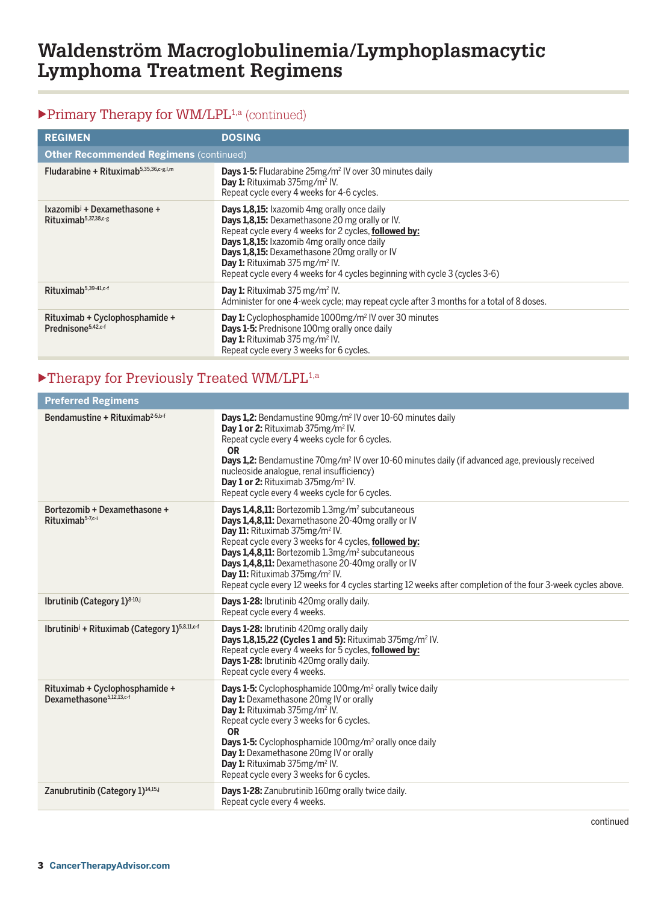# Waldenström Macroglobulinemia/Lymphoplasmacytic Lymphoma Treatment Regimens

## ▶Primary Therapy for WM/LPL[1,a] (continued)

| REGIMEN | DOSING |
|---|---|
| **Other Recommended Regimens** (continued) | |
| Fludarabine + Rituximab[5,35,36,c-g,l,m] | **Days 1-5:** Fludarabine 25mg/m² IV over 30 minutes daily<br>**Day 1:** Rituximab 375mg/m² IV.<br>Repeat cycle every 4 weeks for 4-6 cycles. |
| Ixazomib[j] + Dexamethasone + Rituximab[5,37,38,c-g] | **Days 1,8,15:** Ixazomib 4mg orally once daily<br>**Days 1,8,15:** Dexamethasone 20 mg orally or IV.<br>Repeat cycle every 4 weeks for 2 cycles, **followed by:**<br>**Days 1,8,15:** Ixazomib 4mg orally once daily<br>**Days 1,8,15:** Dexamethasone 20mg orally or IV<br>**Day 1:** Rituximab 375 mg/m² IV.<br>Repeat cycle every 4 weeks for 4 cycles beginning with cycle 3 (cycles 3-6) |
| Rituximab[5,39-41,c-f] | **Day 1:** Rituximab 375 mg/m² IV.<br>Administer for one 4-week cycle; may repeat cycle after 3 months for a total of 8 doses. |
| Rituximab + Cyclophosphamide + Prednisone[5,42,c-f] | **Day 1:** Cyclophosphamide 1000mg/m² IV over 30 minutes<br>**Days 1-5:** Prednisone 100mg orally once daily<br>**Day 1:** Rituximab 375 mg/m² IV.<br>Repeat cycle every 3 weeks for 6 cycles. |

## ▶Therapy for Previously Treated WM/LPL[1,a]

| REGIMEN | DOSING |
|---|---|
| **Preferred Regimens** | |
| Bendamustine + Rituximab[2-5,b-f] | **Days 1,2:** Bendamustine 90mg/m² IV over 10-60 minutes daily<br>**Day 1 or 2:** Rituximab 375mg/m² IV.<br>Repeat cycle every 4 weeks cycle for 6 cycles.<br>**OR**<br>**Days 1,2:** Bendamustine 70mg/m² IV over 10-60 minutes daily (if advanced age, previously received nucleoside analogue, renal insufficiency)<br>**Day 1 or 2:** Rituximab 375mg/m² IV.<br>Repeat cycle every 4 weeks cycle for 6 cycles. |
| Bortezomib + Dexamethasone + Rituximab[5-7,c-i] | **Days 1,4,8,11:** Bortezomib 1.3mg/m² subcutaneous<br>**Days 1,4,8,11:** Dexamethasone 20-40mg orally or IV<br>**Day 11:** Rituximab 375mg/m² IV.<br>Repeat cycle every 3 weeks for 4 cycles, **followed by:**<br>**Days 1,4,8,11:** Bortezomib 1.3mg/m² subcutaneous<br>**Days 1,4,8,11:** Dexamethasone 20-40mg orally or IV<br>**Day 11:** Rituximab 375mg/m² IV.<br>Repeat cycle every 12 weeks for 4 cycles starting 12 weeks after completion of the four 3-week cycles above. |
| Ibrutinib (Category 1)[8-10,j] | **Days 1-28:** Ibrutinib 420mg orally daily.<br>Repeat cycle every 4 weeks. |
| Ibrutinib[j] + Rituximab (Category 1)[5,8,11,c-f] | **Days 1-28:** Ibrutinib 420mg orally daily<br>**Days 1,8,15,22 (Cycles 1 and 5):** Rituximab 375mg/m² IV.<br>Repeat cycle every 4 weeks for 5 cycles, **followed by:**<br>**Days 1-28:** Ibrutinib 420mg orally daily.<br>Repeat cycle every 4 weeks. |
| Rituximab + Cyclophosphamide + Dexamethasone[5,12,13,c-f] | **Days 1-5:** Cyclophosphamide 100mg/m² orally twice daily<br>**Day 1:** Dexamethasone 20mg IV or orally<br>**Day 1:** Rituximab 375mg/m² IV.<br>Repeat cycle every 3 weeks for 6 cycles.<br>**OR**<br>**Days 1-5:** Cyclophosphamide 100mg/m² orally once daily<br>**Day 1:** Dexamethasone 20mg IV or orally<br>**Day 1:** Rituximab 375mg/m² IV.<br>Repeat cycle every 3 weeks for 6 cycles. |
| Zanubrutinib (Category 1)[14,15,j] | **Days 1-28:** Zanubrutinib 160mg orally twice daily.<br>Repeat cycle every 4 weeks. |

continued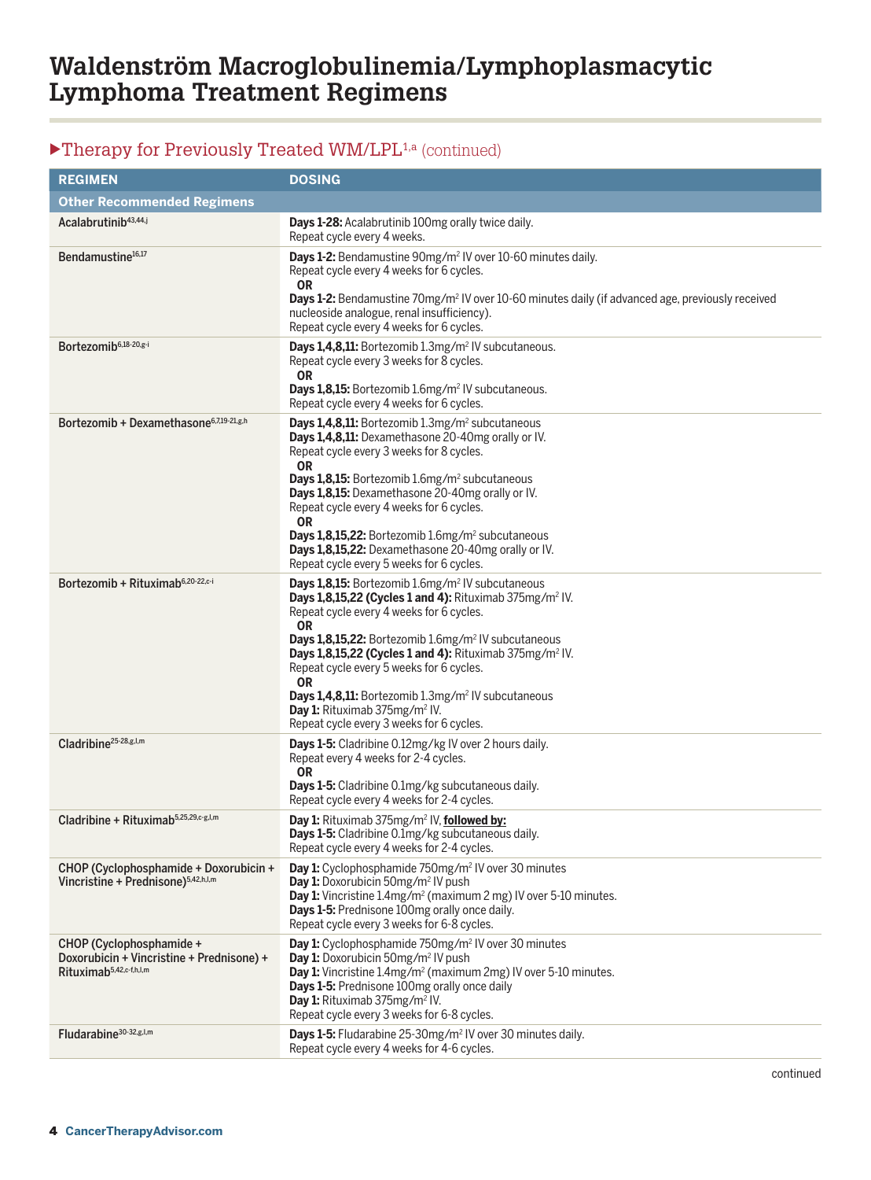# Waldenström Macroglobulinemia/Lymphoplasmacytic Lymphoma Treatment Regimens

## ▶Therapy for Previously Treated WM/LPL[1,a] (continued)

| REGIMEN | DOSING |
|---|---|
| **Other Recommended Regimens** | |
| Acalabrutinib[43,44,j] | **Days 1-28:** Acalabrutinib 100mg orally twice daily.<br>Repeat cycle every 4 weeks. |
| Bendamustine[16,17] | **Days 1-2:** Bendamustine 90mg/m$^2$ IV over 10-60 minutes daily.<br>Repeat cycle every 4 weeks for 6 cycles.<br>**OR**<br>**Days 1-2:** Bendamustine 70mg/m$^2$ IV over 10-60 minutes daily (if advanced age, previously received nucleoside analogue, renal insufficiency).<br>Repeat cycle every 4 weeks for 6 cycles. |
| Bortezomib[6,18-20,g-i] | **Days 1,4,8,11:** Bortezomib 1.3mg/m$^2$ IV subcutaneous.<br>Repeat cycle every 3 weeks for 8 cycles.<br>**OR**<br>**Days 1,8,15:** Bortezomib 1.6mg/m$^2$ IV subcutaneous.<br>Repeat cycle every 4 weeks for 6 cycles. |
| Bortezomib + Dexamethasone[6,7,19-21,g,h] | **Days 1,4,8,11:** Bortezomib 1.3mg/m$^2$ subcutaneous<br>**Days 1,4,8,11:** Dexamethasone 20-40mg orally or IV.<br>Repeat cycle every 3 weeks for 8 cycles.<br>**OR**<br>**Days 1,8,15:** Bortezomib 1.6mg/m$^2$ subcutaneous<br>**Days 1,8,15:** Dexamethasone 20-40mg orally or IV.<br>Repeat cycle every 4 weeks for 6 cycles.<br>**OR**<br>**Days 1,8,15,22:** Bortezomib 1.6mg/m$^2$ subcutaneous<br>**Days 1,8,15,22:** Dexamethasone 20-40mg orally or IV.<br>Repeat cycle every 5 weeks for 6 cycles. |
| Bortezomib + Rituximab[6,20-22,c-i] | **Days 1,8,15:** Bortezomib 1.6mg/m$^2$ IV subcutaneous<br>**Days 1,8,15,22 (Cycles 1 and 4):** Rituximab 375mg/m$^2$ IV.<br>Repeat cycle every 4 weeks for 6 cycles.<br>**OR**<br>**Days 1,8,15,22:** Bortezomib 1.6mg/m$^2$ IV subcutaneous<br>**Days 1,8,15,22 (Cycles 1 and 4):** Rituximab 375mg/m$^2$ IV.<br>Repeat cycle every 5 weeks for 6 cycles.<br>**OR**<br>**Days 1,4,8,11:** Bortezomib 1.3mg/m$^2$ IV subcutaneous<br>**Day 1:** Rituximab 375mg/m$^2$ IV.<br>Repeat cycle every 3 weeks for 6 cycles. |
| Cladribine[25-28,g,l,m] | **Days 1-5:** Cladribine 0.12mg/kg IV over 2 hours daily.<br>Repeat every 4 weeks for 2-4 cycles.<br>**OR**<br>**Days 1-5:** Cladribine 0.1mg/kg subcutaneous daily.<br>Repeat cycle every 4 weeks for 2-4 cycles. |
| Cladribine + Rituximab[5,25,29,c-g,l,m] | **Day 1:** Rituximab 375mg/m$^2$ IV, **followed by:**<br>**Days 1-5:** Cladribine 0.1mg/kg subcutaneous daily.<br>Repeat cycle every 4 weeks for 2-4 cycles. |
| CHOP (Cyclophosphamide + Doxorubicin + Vincristine + Prednisone)[5,42,h,l,m] | **Day 1:** Cyclophosphamide 750mg/m$^2$ IV over 30 minutes<br>**Day 1:** Doxorubicin 50mg/m$^2$ IV push<br>**Day 1:** Vincristine 1.4mg/m$^2$ (maximum 2 mg) IV over 5-10 minutes.<br>**Days 1-5:** Prednisone 100mg orally once daily.<br>Repeat cycle every 3 weeks for 6-8 cycles. |
| CHOP (Cyclophosphamide + Doxorubicin + Vincristine + Prednisone) + Rituximab[5,42,c-f,h,l,m] | **Day 1:** Cyclophosphamide 750mg/m$^2$ IV over 30 minutes<br>**Day 1:** Doxorubicin 50mg/m$^2$ IV push<br>**Day 1:** Vincristine 1.4mg/m$^2$ (maximum 2mg) IV over 5-10 minutes.<br>**Days 1-5:** Prednisone 100mg orally once daily<br>**Day 1:** Rituximab 375mg/m$^2$ IV.<br>Repeat cycle every 3 weeks for 6-8 cycles. |
| Fludarabine[30-32,g,l,m] | **Days 1-5:** Fludarabine 25-30mg/m$^2$ IV over 30 minutes daily.<br>Repeat cycle every 4 weeks for 4-6 cycles. |

continued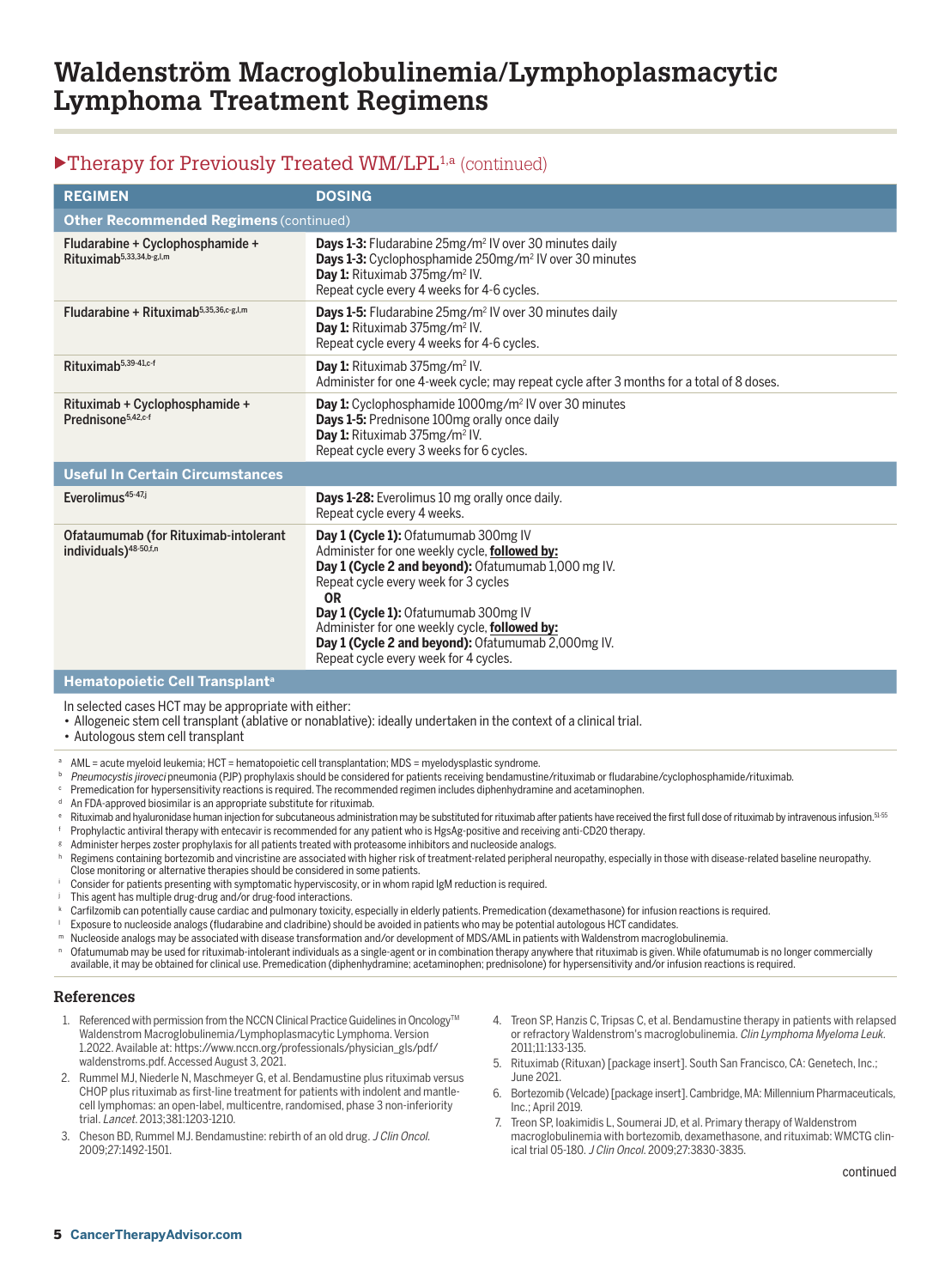# Waldenström Macroglobulinemia/Lymphoplasmacytic Lymphoma Treatment Regimens

## ▶Therapy for Previously Treated WM/LPL[1,a] (continued)

| REGIMEN | DOSING |
|---|---|
| **Other Recommended Regimens** (continued) | |
| Fludarabine + Cyclophosphamide + Rituximab[5,33,34,b-g,l,m] | **Days 1-3:** Fludarabine 25mg/m² IV over 30 minutes daily<br>**Days 1-3:** Cyclophosphamide 250mg/m² IV over 30 minutes<br>**Day 1:** Rituximab 375mg/m² IV.<br>Repeat cycle every 4 weeks for 4-6 cycles. |
| Fludarabine + Rituximab[5,35,36,c-g,l,m] | **Days 1-5:** Fludarabine 25mg/m² IV over 30 minutes daily<br>**Day 1:** Rituximab 375mg/m² IV.<br>Repeat cycle every 4 weeks for 4-6 cycles. |
| Rituximab[5,39-41,c-f] | **Day 1:** Rituximab 375mg/m² IV.<br>Administer for one 4-week cycle; may repeat cycle after 3 months for a total of 8 doses. |
| Rituximab + Cyclophosphamide + Prednisone[5,42,c-f] | **Day 1:** Cyclophosphamide 1000mg/m² IV over 30 minutes<br>**Days 1-5:** Prednisone 100mg orally once daily<br>**Day 1:** Rituximab 375mg/m² IV.<br>Repeat cycle every 3 weeks for 6 cycles. |
| **Useful In Certain Circumstances** | |
| Everolimus[45-47,j] | **Days 1-28:** Everolimus 10 mg orally once daily.<br>Repeat cycle every 4 weeks. |
| Ofataumumab (for Rituximab-intolerant individuals)[48-50,f,n] | **Day 1 (Cycle 1):** Ofatumumab 300mg IV<br>Administer for one weekly cycle, **followed by:**<br>**Day 1 (Cycle 2 and beyond):** Ofatumumab 1,000 mg IV.<br>Repeat cycle every week for 3 cycles<br>**OR**<br>**Day 1 (Cycle 1):** Ofatumumab 300mg IV<br>Administer for one weekly cycle, **followed by:**<br>**Day 1 (Cycle 2 and beyond):** Ofatumumab 2,000mg IV.<br>Repeat cycle every week for 4 cycles. |
| **Hematopoietic Cell Transplant**[a] | |

In selected cases HCT may be appropriate with either:
- Allogeneic stem cell transplant (ablative or nonablative): ideally undertaken in the context of a clinical trial.
- Autologous stem cell transplant

[a] AML = acute myeloid leukemia; HCT = hematopoietic cell transplantation; MDS = myelodysplastic syndrome.
[b] *Pneumocystis jiroveci* pneumonia (PJP) prophylaxis should be considered for patients receiving bendamustine/rituximab or fludarabine/cyclophosphamide/rituximab.
[c] Premedication for hypersensitivity reactions is required. The recommended regimen includes diphenhydramine and acetaminophen.
[d] An FDA-approved biosimilar is an appropriate substitute for rituximab.
[e] Rituximab and hyaluronidase human injection for subcutaneous administration may be substituted for rituximab after patients have received the first full dose of rituximab by intravenous infusion.[51-55]
[f] Prophylactic antiviral therapy with entecavir is recommended for any patient who is HgsAg-positive and receiving anti-CD20 therapy.
[g] Administer herpes zoster prophylaxis for all patients treated with proteasome inhibitors and nucleoside analogs.
[h] Regimens containing bortezomib and vincristine are associated with higher risk of treatment-related peripheral neuropathy, especially in those with disease-related baseline neuropathy. Close monitoring or alternative therapies should be considered in some patients.
[i] Consider for patients presenting with symptomatic hyperviscosity, or in whom rapid IgM reduction is required.
[j] This agent has multiple drug-drug and/or drug-food interactions.
[k] Carfilzomib can potentially cause cardiac and pulmonary toxicity, especially in elderly patients. Premedication (dexamethasone) for infusion reactions is required.
[l] Exposure to nucleoside analogs (fludarabine and cladribine) should be avoided in patients who may be potential autologous HCT candidates.
[m] Nucleoside analogs may be associated with disease transformation and/or development of MDS/AML in patients with Waldenstrom macroglobulinemia.
[n] Ofatumumab may be used for rituximab-intolerant individuals as a single-agent or in combination therapy anywhere that rituximab is given. While ofatumumab is no longer commercially available, it may be obtained for clinical use. Premedication (diphenhydramine; acetaminophen; prednisolone) for hypersensitivity and/or infusion reactions is required.

## References

1. Referenced with permission from the NCCN Clinical Practice Guidelines in Oncology™ Waldenstrom Macroglobulinemia/Lymphoplasmacytic Lymphoma. Version 1.2022. Available at: https://www.nccn.org/professionals/physician_gls/pdf/waldenstroms.pdf. Accessed August 3, 2021.
2. Rummel MJ, Niederle N, Maschmeyer G, et al. Bendamustine plus rituximab versus CHOP plus rituximab as first-line treatment for patients with indolent and mantle-cell lymphomas: an open-label, multicentre, randomised, phase 3 non-inferiority trial. *Lancet*. 2013;381:1203-1210.
3. Cheson BD, Rummel MJ. Bendamustine: rebirth of an old drug. *J Clin Oncol*. 2009;27:1492-1501.
4. Treon SP, Hanzis C, Tripsas C, et al. Bendamustine therapy in patients with relapsed or refractory Waldenstrom's macroglobulinemia. *Clin Lymphoma Myeloma Leuk*. 2011;11:133-135.
5. Rituximab (Rituxan) [package insert]. South San Francisco, CA: Genetech, Inc.; June 2021.
6. Bortezomib (Velcade) [package insert]. Cambridge, MA: Millennium Pharmaceuticals, Inc.; April 2019.
7. Treon SP, Ioakimidis L, Soumerai JD, et al. Primary therapy of Waldenstrom macroglobulinemia with bortezomib, dexamethasone, and rituximab: WMCTG clinical trial 05-180. *J Clin Oncol*. 2009;27:3830-3835.

continued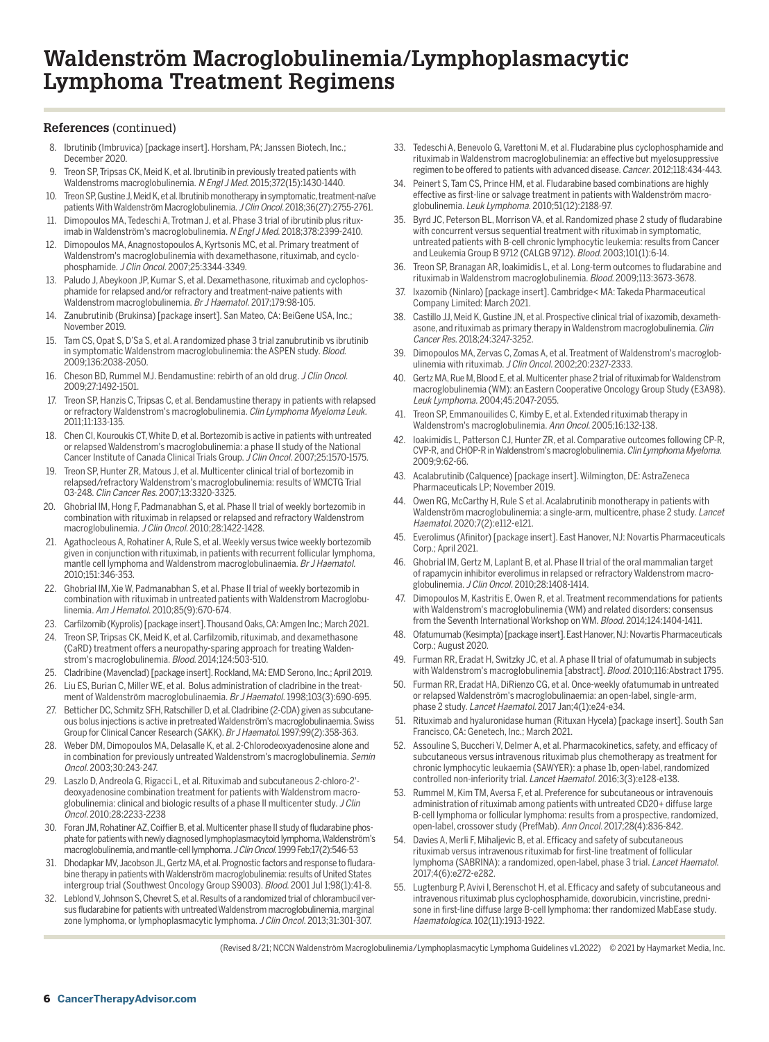# Waldenström Macroglobulinemia/Lymphoplasmacytic Lymphoma Treatment Regimens

## References (continued)

8. Ibrutinib (Imbruvica) [package insert]. Horsham, PA; Janssen Biotech, Inc.; December 2020.
9. Treon SP, Tripsas CK, Meid K, et al. Ibrutinib in previously treated patients with Waldenstroms macroglobulinemia. *N Engl J Med.* 2015;372(15):1430-1440.
10. Treon SP, Gustine J, Meid K, et al. Ibrutinib monotherapy in symptomatic, treatment-naïve patients With Waldenström Macroglobulinemia. *J Clin Oncol.* 2018;36(27):2755-2761.
11. Dimopoulos MA, Tedeschi A, Trotman J, et al. Phase 3 trial of ibrutinib plus rituximab in Waldenström's macroglobulinemia. *N Engl J Med.* 2018;378:2399-2410.
12. Dimopoulos MA, Anagnostopoulos A, Kyrtsonis MC, et al. Primary treatment of Waldenstrom's macroglobulinemia with dexamethasone, rituximab, and cyclophosphamide. *J Clin Oncol.* 2007;25:3344-3349.
13. Paludo J, Abeykoon JP, Kumar S, et al. Dexamethasone, rituximab and cyclophosphamide for relapsed and/or refractory and treatment-naive patients with Waldenstrom macroglobulinemia. *Br J Haematol.* 2017;179:98-105.
14. Zanubrutinib (Brukinsa) [package insert]. San Mateo, CA: BeiGene USA, Inc.; November 2019.
15. Tam CS, Opat S, D'Sa S, et al. A randomized phase 3 trial zanubrutinib vs ibrutinib in symptomatic Waldenström macroglobulinemia: the ASPEN study. *Blood.* 2009;136:2038-2050.
16. Cheson BD, Rummel MJ. Bendamustine: rebirth of an old drug. *J Clin Oncol.* 2009;27:1492-1501.
17. Treon SP, Hanzis C, Tripsas C, et al. Bendamustine therapy in patients with relapsed or refractory Waldenström's macroglobulinemia. *Clin Lymphoma Myeloma Leuk.* 2011;11:133-135.
18. Chen CI, Kouroukis CT, White D, et al. Bortezomib is active in patients with untreated or relapsed Waldenstrom's macroglobulinemia: a phase II study of the National Cancer Institute of Canada Clinical Trials Group. *J Clin Oncol.* 2007;25:1570-1575.
19. Treon SP, Hunter ZR, Matous J, et al. Multicenter clinical trial of bortezomib in relapsed/refractory Waldenstrom's macroglobulinemia: results of WMCTG Trial 03-248. *Clin Cancer Res.* 2007;13:3320-3325.
20. Ghobrial IM, Hong F, Padmanabhan S, et al. Phase II trial of weekly bortezomib in combination with rituximab in relapsed or relapsed and refractory Waldenstrom macroglobulinemia. *J Clin Oncol.* 2010;28:1422-1428.
21. Agathocleous A, Rohatiner A, Rule S, et al. Weekly versus twice weekly bortezomib given in conjunction with rituximab, in patients with recurrent follicular lymphoma, mantle cell lymphoma and Waldenström macroglobulinaemia. *Br J Haematol.* 2010;151:346-353.
22. Ghobrial IM, Xie W, Padmanabhan S, et al. Phase II trial of weekly bortezomib in combination with rituximab in untreated patients with Waldenström Macroglobulinemia. *Am J Hematol.* 2010;85(9):670-674.
23. Carfilzomib (Kyprolis) [package insert]. Thousand Oaks, CA: Amgen Inc.; March 2021.
24. Treon SP, Tripsas CK, Meid K, et al. Carfilzomib, rituximab, and dexamethasone (CaRD) treatment offers a neuropathy-sparing approach for treating Waldenstrom's macroglobulinemia. *Blood.* 2014;124:503-510.
25. Cladribine (Mavenclad) [package insert]. Rockland, MA: EMD Serono, Inc.; April 2019.
26. Liu ES, Burian C, Miller WE, et al. Bolus administration of cladribine in the treatment of Waldenström macroglobulinaemia. *Br J Haematol.* 1998;103(3):690-695.
27. Betticher DC, Schmitz SFH, Ratschiller D, et al. Cladribine (2-CDA) given as subcutaneous bolus injections is active in pretreated Waldenström's macroglobulinaemia. Swiss Group for Clinical Cancer Research (SAKK). *Br J Haematol.* 1997;99(2):358-363.
28. Weber DM, Dimopoulos MA, Delasalle K, et al. 2-Chlorodeoxyadenosine alone and in combination for previously untreated Waldenstrom's macroglobulinemia. *Semin Oncol.* 2003;30:243-247.
29. Laszlo D, Andreola G, Rigacci L, et al. Rituximab and subcutaneous 2-chloro-2'-deoxyadenosine combination treatment for patients with Waldenstrom macroglobulinemia: clinical and biologic results of a phase II multicenter study. *J Clin Oncol.* 2010;28:2233-2238
30. Foran JM, Rohatiner AZ, Coiffier B, et al. Multicenter phase II study of fludarabine phosphate for patients with newly diagnosed lymphoplasmacytoid lymphoma, Waldenström's macroglobulinemia, and mantle-cell lymphoma. *J Clin Oncol.* 1999 Feb;17(2):546-53
31. Dhodapkar MV, Jacobson JL, Gertz MA, et al. Prognostic factors and response to fludarabine therapy in patients with Waldenström macroglobulinemia: results of United States intergroup trial (Southwest Oncology Group S9003). *Blood.* 2001 Jul 1;98(1):41-8.
32. Leblond V, Johnson S, Chevret S, et al. Results of a randomized trial of chlorambucil versus fludarabine for patients with untreated Waldenstrom macroglobulinemia, marginal zone lymphoma, or lymphoplasmacytic lymphoma. *J Clin Oncol.* 2013;31:301-307.
33. Tedeschi A, Benevolo G, Varettoni M, et al. Fludarabine plus cyclophosphamide and rituximab in Waldenstrom macroglobulinemia: an effective but myelosuppressive regimen to be offered to patients with advanced disease. *Cancer.* 2012;118:434-443.
34. Peinert S, Tam CS, Prince HM, et al. Fludarabine based combinations are highly effective as first-line or salvage treatment in patients with Waldenström macroglobulinemia. *Leuk Lymphoma.* 2010;51(12):2188-97.
35. Byrd JC, Peterson BL, Morrison VA, et al. Randomized phase 2 study of fludarabine with concurrent versus sequential treatment with rituximab in symptomatic, untreated patients with B-cell chronic lymphocytic leukemia: results from Cancer and Leukemia Group B 9712 (CALGB 9712). *Blood.* 2003;101(1):6-14.
36. Treon SP, Branagan AR, Ioakimidis L, et al. Long-term outcomes to fludarabine and rituximab in Waldenström macroglobulinemia. *Blood.* 2009;113:3673-3678.
37. Ixazomib (Ninlaro) [package insert]. Cambridge< MA: Takeda Pharmaceutical Company Limited: March 2021.
38. Castillo JJ, Meid K, Gustine JN, et al. Prospective clinical trial of ixazomib, dexamethasone, and rituximab as primary therapy in Waldenstrom macroglobulinemia. *Clin Cancer Res.* 2018;24:3247-3252.
39. Dimopoulos MA, Zervas C, Zomas A, et al. Treatment of Waldenström's macroglobulinemia with rituximab. *J Clin Oncol.* 2002;20:2327-2333.
40. Gertz MA, Rue M, Blood E, et al. Multicenter phase 2 trial of rituximab for Waldenström macroglobulinemia (WM): an Eastern Cooperative Oncology Group Study (E3A98). *Leuk Lymphoma.* 2004;45:2047-2055.
41. Treon SP, Emmanouilides C, Kimby E, et al. Extended rituximab therapy in Waldenström's macroglobulinemia. *Ann Oncol.* 2005;16:132-138.
42. Ioakimidis L, Patterson CJ, Hunter ZR, et al. Comparative outcomes following CP-R, CVP-R, and CHOP-R in Waldenström's macroglobulinemia. *Clin Lymphoma Myeloma.* 2009;9:62-66.
43. Acalabrutinib (Calquence) [package insert]. Wilmington, DE: AstraZeneca Pharmaceuticals LP; November 2019.
44. Owen RG, McCarthy H, Rule S et al. Acalabrutinib monotherapy in patients with Waldenström macroglobulinemia: a single-arm, multicentre, phase 2 study. *Lancet Haematol.* 2020;7(2):e112-e121.
45. Everolimus (Afinitor) [package insert]. East Hanover, NJ: Novartis Pharmaceuticals Corp.; April 2021.
46. Ghobrial IM, Gertz M, Laplant B, et al. Phase II trial of the oral mammalian target of rapamycin inhibitor everolimus in relapsed or refractory Waldenstrom macroglobulinemia. *J Clin Oncol.* 2010;28:1408-1414.
47. Dimopoulos M, Kastritis E, Owen R, et al. Treatment recommendations for patients with Waldenström's macroglobulinemia (WM) and related disorders: consensus from the Seventh International Workshop on WM. *Blood.* 2014;124:1404-1411.
48. Ofatumumab (Kesimpta) [package insert]. East Hanover, NJ: Novartis Pharmaceuticals Corp.; August 2020.
49. Furman RR, Eradat H, Switzky JC, et al. A phase II trial of ofatumumab in subjects with Waldenström's macroglobulinemia [abstract]. *Blood.* 2010;116:Abstract 1795.
50. Furman RR, Eradat HA, DiRienzo CG, et al. Once-weekly ofatumumab in untreated or relapsed Waldenström's macroglobulinaemia: an open-label, single-arm, phase 2 study. *Lancet Haematol.* 2017 Jan;4(1):e24-e34.
51. Rituximab and hyaluronidase human (Rituxan Hycela) [package insert]. South San Francisco, CA: Genetech, Inc.; March 2021.
52. Assouline S, Buccheri V, Delmer A, et al. Pharmacokinetics, safety, and efficacy of subcutaneous versus intravenous rituximab plus chemotherapy as treatment for chronic lymphocytic leukaemia (SAWYER): a phase 1b, open-label, randomized controlled non-inferiority trial. *Lancet Haematol.* 2016;3(3):e128-e138.
53. Rummel M, Kim TM, Aversa F, et al. Preference for subcutaneous or intravenouis administration of rituximab among patients with untreated CD20+ diffuse large B-cell lymphoma or follicular lymphoma: results from a prospective, randomized, open-label, crossover study (PrefMab). *Ann Oncol.* 2017;28(4):836-842.
54. Davies A, Merli F, Mihaljevic B, et al. Efficacy and safety of subcutaneous rituximab versus intravenous rituximab for first-line treatment of follicular lymphoma (SABRINA): a randomized, open-label, phase 3 trial. *Lancet Haematol.* 2017;4(6):e272-e282.
55. Lugtenburg P, Avivi I, Berenschot H, et al. Efficacy and safety of subcutaneous and intravenous rituximab plus cyclophosphamide, doxorubicin, vincristine, prednisone in first-line diffuse large B-cell lymphoma: ther randomized MabEase study. *Haematologica.* 102(11):1913-1922.

(Revised 8/21; NCCN Waldenström Macroglobulinemia/Lymphoplasmacytic Lymphoma Guidelines v1.2022) © 2021 by Haymarket Media, Inc.